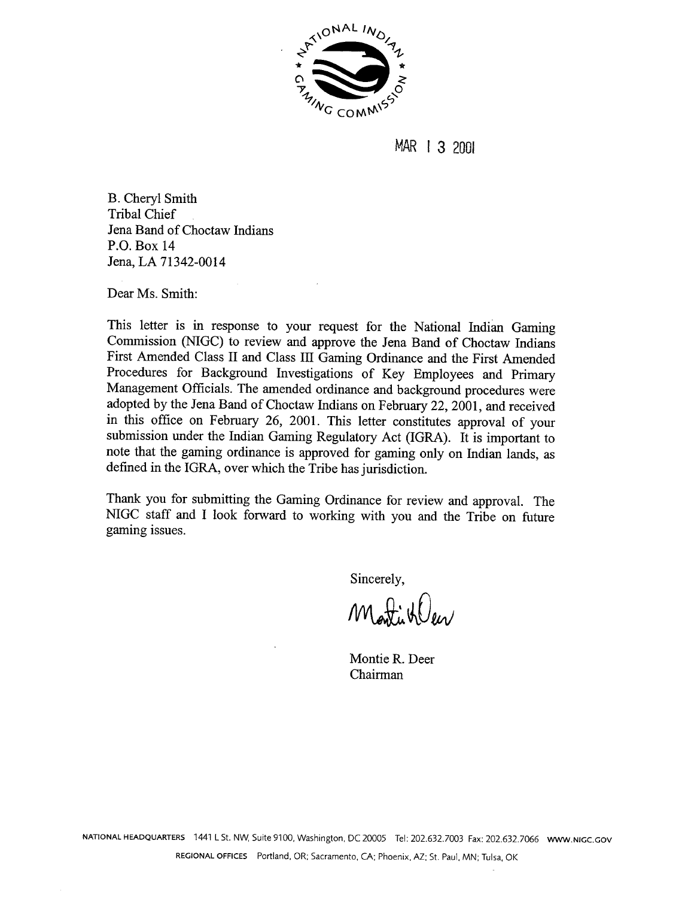MAR 13 2001

B. Cheryl Smith
Tribal Chief
Jena Band of Choctaw Indians
P.O. Box 14
Jena, LA 71342-0014

Dear Ms. Smith:

This letter is in response to your request for the National Indian Gaming Commission (NIGC) to review and approve the Jena Band of Choctaw Indians First Amended Class II and Class III Gaming Ordinance and the First Amended Procedures for Background Investigations of Key Employees and Primary Management Officials. The amended ordinance and background procedures were adopted by the Jena Band of Choctaw Indians on February 22, 2001, and received in this office on February 26, 2001. This letter constitutes approval of your submission under the Indian Gaming Regulatory Act (IGRA). It is important to note that the gaming ordinance is approved for gaming only on Indian lands, as defined in the IGRA, over which the Tribe has jurisdiction.

Thank you for submitting the Gaming Ordinance for review and approval. The NIGC staff and I look forward to working with you and the Tribe on future gaming issues.

Sincerely,

Montie R. Deer
Chairman

NATIONAL HEADQUARTERS 1441 L St. NW, Suite 9100, Washington, DC 20005 Tel: 202.632.7003 Fax: 202.632.7066 WWW.NIGC.GOV

REGIONAL OFFICES Portland, OR; Sacramento, CA; Phoenix, AZ; St. Paul, MN; Tulsa, OK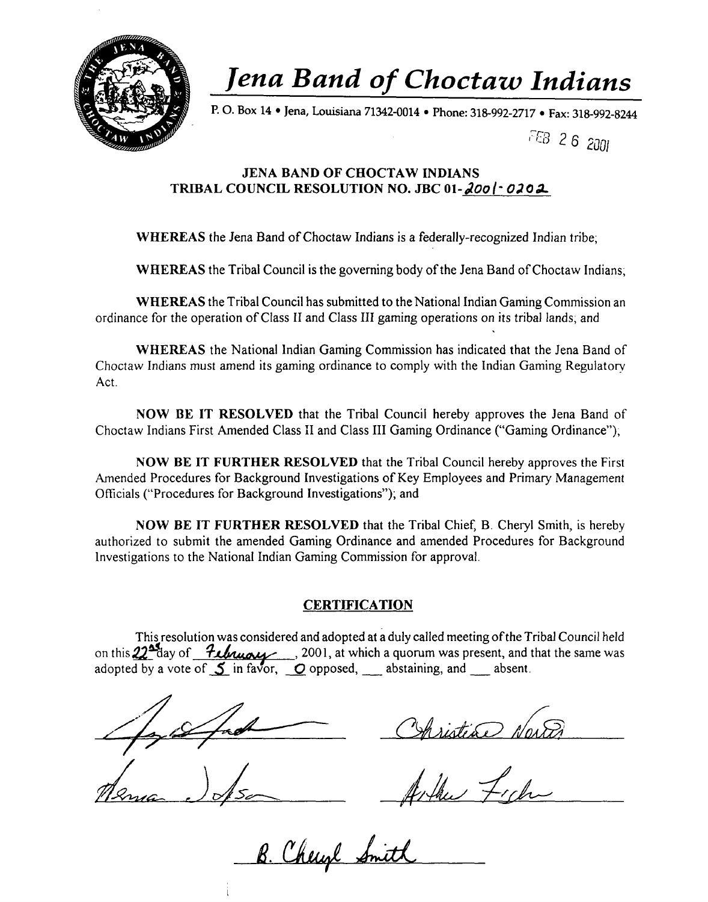# *Jena Band of Choctaw Indians*

P. O. Box 14 • Jena, Louisiana 71342-0014 • Phone: 318-992-2717 • Fax: 318-992-8244

FEB 26 2001

**JENA BAND OF CHOCTAW INDIANS**
**TRIBAL COUNCIL RESOLUTION NO. JBC 01-2001-0202**

**WHEREAS** the Jena Band of Choctaw Indians is a federally-recognized Indian tribe;

**WHEREAS** the Tribal Council is the governing body of the Jena Band of Choctaw Indians;

**WHEREAS** the Tribal Council has submitted to the National Indian Gaming Commission an ordinance for the operation of Class II and Class III gaming operations on its tribal lands; and

**WHEREAS** the National Indian Gaming Commission has indicated that the Jena Band of Choctaw Indians must amend its gaming ordinance to comply with the Indian Gaming Regulatory Act.

**NOW BE IT RESOLVED** that the Tribal Council hereby approves the Jena Band of Choctaw Indians First Amended Class II and Class III Gaming Ordinance ("Gaming Ordinance");

**NOW BE IT FURTHER RESOLVED** that the Tribal Council hereby approves the First Amended Procedures for Background Investigations of Key Employees and Primary Management Officials ("Procedures for Background Investigations"); and

**NOW BE IT FURTHER RESOLVED** that the Tribal Chief, B. Cheryl Smith, is hereby authorized to submit the amended Gaming Ordinance and amended Procedures for Background Investigations to the National Indian Gaming Commission for approval.

## CERTIFICATION

This resolution was considered and adopted at a duly called meeting of the Tribal Council held on this 22nd day of February, 2001, at which a quorum was present, and that the same was adopted by a vote of 5 in favor, 0 opposed, ___ abstaining, and ___ absent.

_______________________ Christine Norris

_______________________ Arthur Fisher

B. Cheryl Smith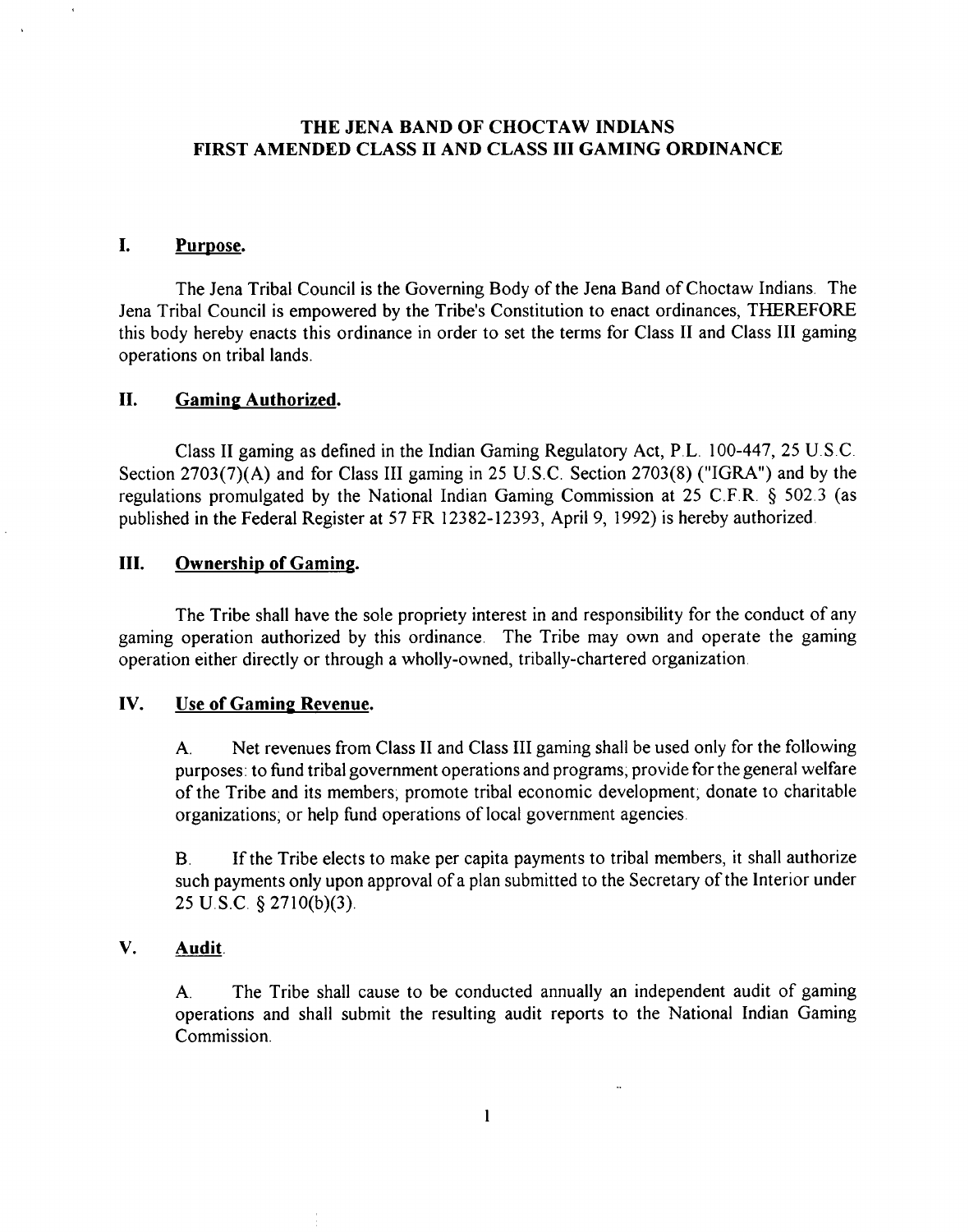# THE JENA BAND OF CHOCTAW INDIANS
# FIRST AMENDED CLASS II AND CLASS III GAMING ORDINANCE

## I. Purpose.

The Jena Tribal Council is the Governing Body of the Jena Band of Choctaw Indians. The Jena Tribal Council is empowered by the Tribe's Constitution to enact ordinances, THEREFORE this body hereby enacts this ordinance in order to set the terms for Class II and Class III gaming operations on tribal lands.

## II. Gaming Authorized.

Class II gaming as defined in the Indian Gaming Regulatory Act, P.L. 100-447, 25 U.S.C. Section 2703(7)(A) and for Class III gaming in 25 U.S.C. Section 2703(8) ("IGRA") and by the regulations promulgated by the National Indian Gaming Commission at 25 C.F.R. § 502.3 (as published in the Federal Register at 57 FR 12382-12393, April 9, 1992) is hereby authorized.

## III. Ownership of Gaming.

The Tribe shall have the sole propriety interest in and responsibility for the conduct of any gaming operation authorized by this ordinance. The Tribe may own and operate the gaming operation either directly or through a wholly-owned, tribally-chartered organization.

## IV. Use of Gaming Revenue.

A. Net revenues from Class II and Class III gaming shall be used only for the following purposes: to fund tribal government operations and programs; provide for the general welfare of the Tribe and its members; promote tribal economic development; donate to charitable organizations; or help fund operations of local government agencies.

B. If the Tribe elects to make per capita payments to tribal members, it shall authorize such payments only upon approval of a plan submitted to the Secretary of the Interior under 25 U.S.C. § 2710(b)(3).

## V. Audit.

A. The Tribe shall cause to be conducted annually an independent audit of gaming operations and shall submit the resulting audit reports to the National Indian Gaming Commission.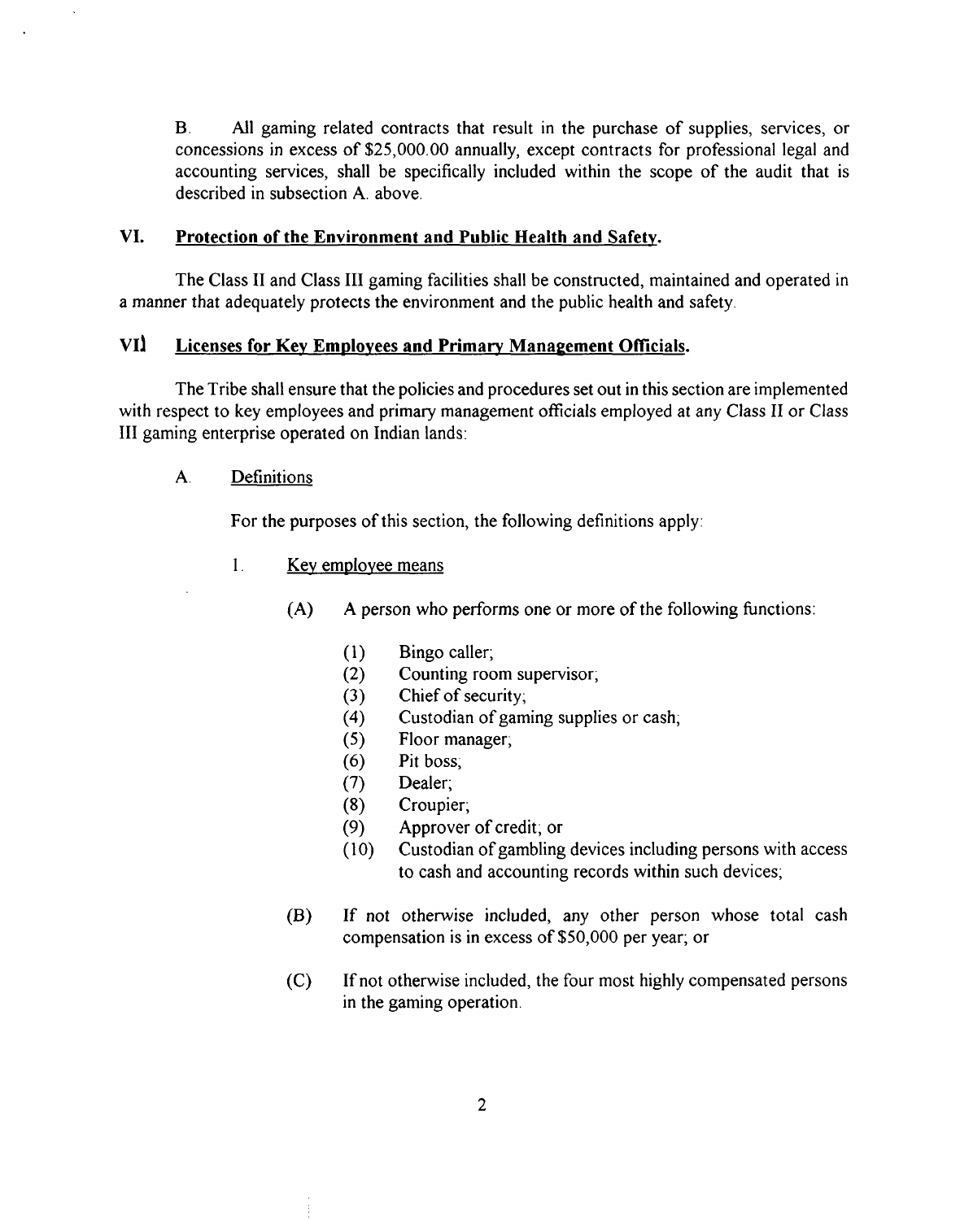B. All gaming related contracts that result in the purchase of supplies, services, or concessions in excess of $25,000.00 annually, except contracts for professional legal and accounting services, shall be specifically included within the scope of the audit that is described in subsection A. above.

## VI. Protection of the Environment and Public Health and Safety.

The Class II and Class III gaming facilities shall be constructed, maintained and operated in a manner that adequately protects the environment and the public health and safety.

## VII. Licenses for Key Employees and Primary Management Officials.

The Tribe shall ensure that the policies and procedures set out in this section are implemented with respect to key employees and primary management officials employed at any Class II or Class III gaming enterprise operated on Indian lands:

A. Definitions

For the purposes of this section, the following definitions apply:

1. Key employee means

(A) A person who performs one or more of the following functions:

(1) Bingo caller;
(2) Counting room supervisor;
(3) Chief of security;
(4) Custodian of gaming supplies or cash;
(5) Floor manager;
(6) Pit boss;
(7) Dealer;
(8) Croupier;
(9) Approver of credit; or
(10) Custodian of gambling devices including persons with access to cash and accounting records within such devices;

(B) If not otherwise included, any other person whose total cash compensation is in excess of $50,000 per year; or

(C) If not otherwise included, the four most highly compensated persons in the gaming operation.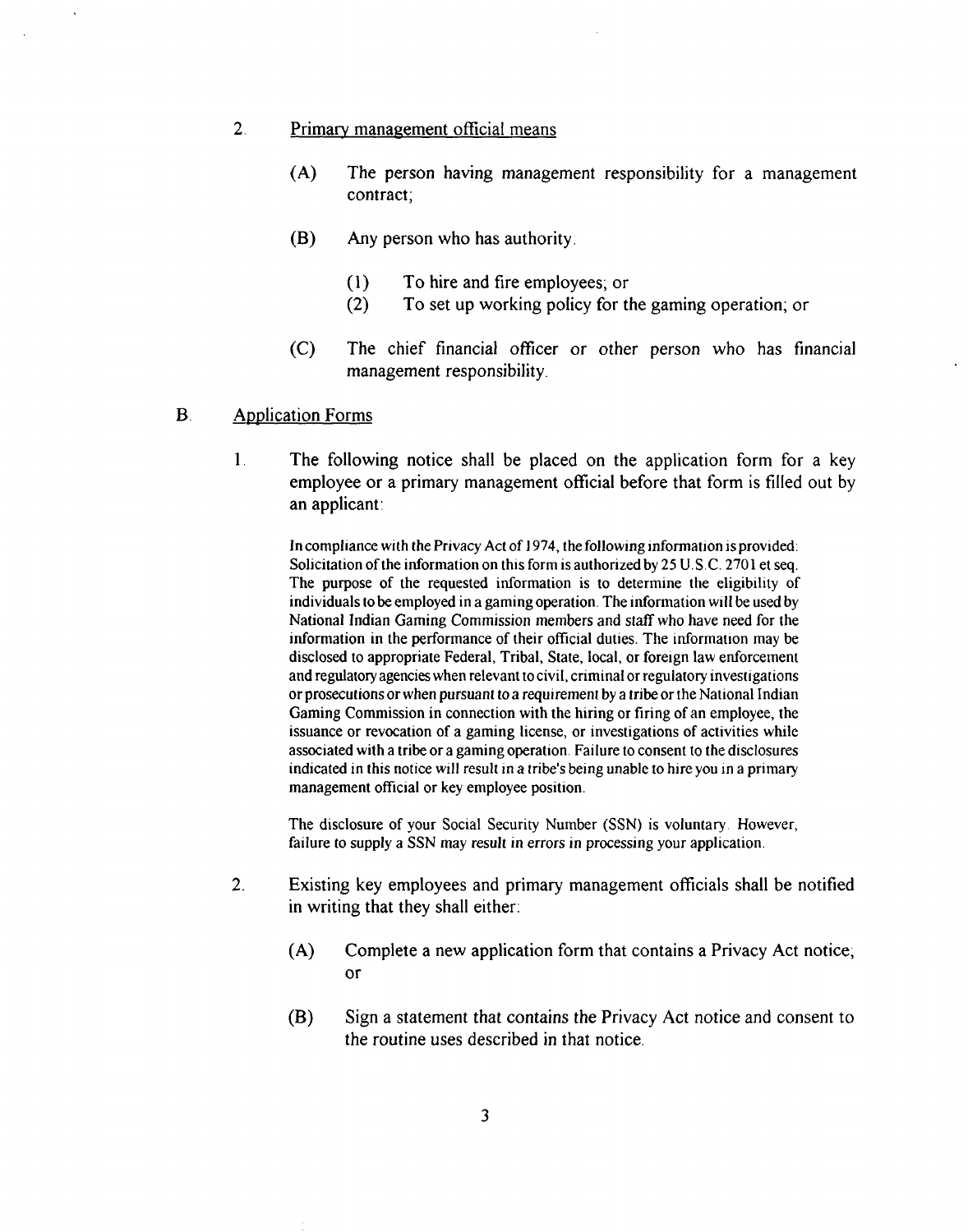2. Primary management official means

   (A) The person having management responsibility for a management contract;

   (B) Any person who has authority.

      (1) To hire and fire employees; or
      (2) To set up working policy for the gaming operation; or

   (C) The chief financial officer or other person who has financial management responsibility.

## B. Application Forms

1. The following notice shall be placed on the application form for a key employee or a primary management official before that form is filled out by an applicant:

   In compliance with the Privacy Act of 1974, the following information is provided: Solicitation of the information on this form is authorized by 25 U.S.C. 2701 et seq. The purpose of the requested information is to determine the eligibility of individuals to be employed in a gaming operation. The information will be used by National Indian Gaming Commission members and staff who have need for the information in the performance of their official duties. The information may be disclosed to appropriate Federal, Tribal, State, local, or foreign law enforcement and regulatory agencies when relevant to civil, criminal or regulatory investigations or prosecutions or when pursuant to a requirement by a tribe or the National Indian Gaming Commission in connection with the hiring or firing of an employee, the issuance or revocation of a gaming license, or investigations of activities while associated with a tribe or a gaming operation. Failure to consent to the disclosures indicated in this notice will result in a tribe's being unable to hire you in a primary management official or key employee position.

   The disclosure of your Social Security Number (SSN) is voluntary. However, failure to supply a SSN may result in errors in processing your application.

2. Existing key employees and primary management officials shall be notified in writing that they shall either:

   (A) Complete a new application form that contains a Privacy Act notice; or

   (B) Sign a statement that contains the Privacy Act notice and consent to the routine uses described in that notice.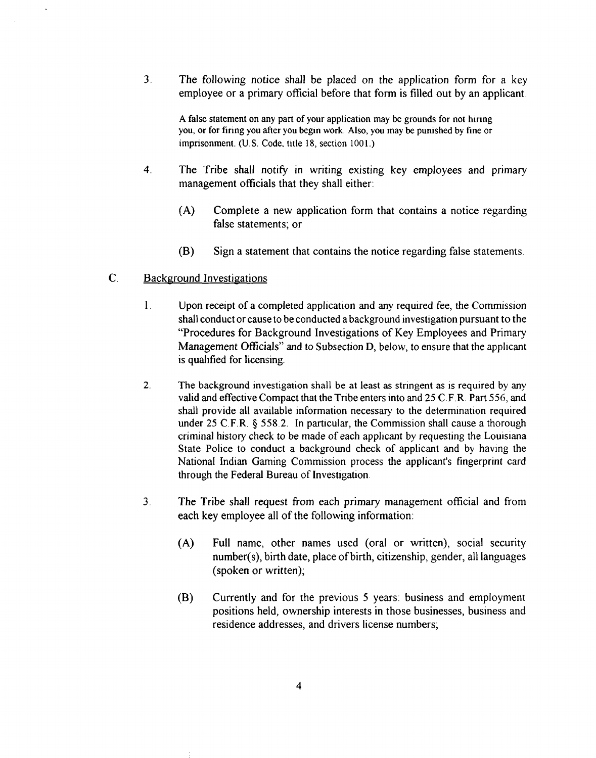3. The following notice shall be placed on the application form for a key employee or a primary official before that form is filled out by an applicant.

   A false statement on any part of your application may be grounds for not hiring you, or for firing you after you begin work. Also, you may be punished by fine or imprisonment. (U.S. Code, title 18, section 1001.)

4. The Tribe shall notify in writing existing key employees and primary management officials that they shall either:

   (A) Complete a new application form that contains a notice regarding false statements; or

   (B) Sign a statement that contains the notice regarding false statements.

C. Background Investigations

1. Upon receipt of a completed application and any required fee, the Commission shall conduct or cause to be conducted a background investigation pursuant to the "Procedures for Background Investigations of Key Employees and Primary Management Officials" and to Subsection D, below, to ensure that the applicant is qualified for licensing.

2. The background investigation shall be at least as stringent as is required by any valid and effective Compact that the Tribe enters into and 25 C.F.R. Part 556, and shall provide all available information necessary to the determination required under 25 C.F.R. § 558.2. In particular, the Commission shall cause a thorough criminal history check to be made of each applicant by requesting the Louisiana State Police to conduct a background check of applicant and by having the National Indian Gaming Commission process the applicant's fingerprint card through the Federal Bureau of Investigation.

3. The Tribe shall request from each primary management official and from each key employee all of the following information:

   (A) Full name, other names used (oral or written), social security number(s), birth date, place of birth, citizenship, gender, all languages (spoken or written);

   (B) Currently and for the previous 5 years: business and employment positions held, ownership interests in those businesses, business and residence addresses, and drivers license numbers;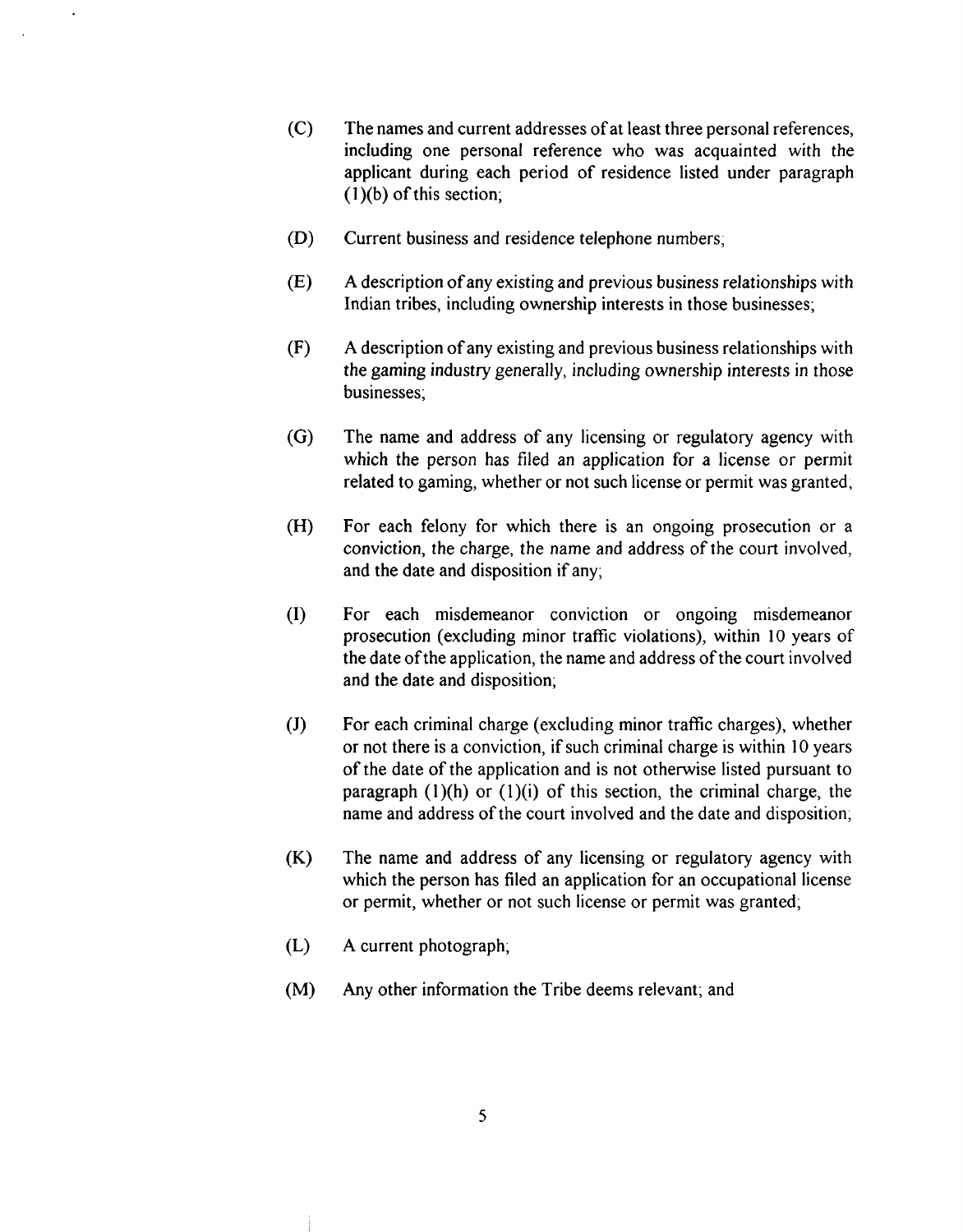(C) The names and current addresses of at least three personal references, including one personal reference who was acquainted with the applicant during each period of residence listed under paragraph (1)(b) of this section;

(D) Current business and residence telephone numbers;

(E) A description of any existing and previous business relationships with Indian tribes, including ownership interests in those businesses;

(F) A description of any existing and previous business relationships with the gaming industry generally, including ownership interests in those businesses;

(G) The name and address of any licensing or regulatory agency with which the person has filed an application for a license or permit related to gaming, whether or not such license or permit was granted;

(H) For each felony for which there is an ongoing prosecution or a conviction, the charge, the name and address of the court involved, and the date and disposition if any;

(I) For each misdemeanor conviction or ongoing misdemeanor prosecution (excluding minor traffic violations), within 10 years of the date of the application, the name and address of the court involved and the date and disposition;

(J) For each criminal charge (excluding minor traffic charges), whether or not there is a conviction, if such criminal charge is within 10 years of the date of the application and is not otherwise listed pursuant to paragraph (1)(h) or (1)(i) of this section, the criminal charge, the name and address of the court involved and the date and disposition;

(K) The name and address of any licensing or regulatory agency with which the person has filed an application for an occupational license or permit, whether or not such license or permit was granted;

(L) A current photograph;

(M) Any other information the Tribe deems relevant; and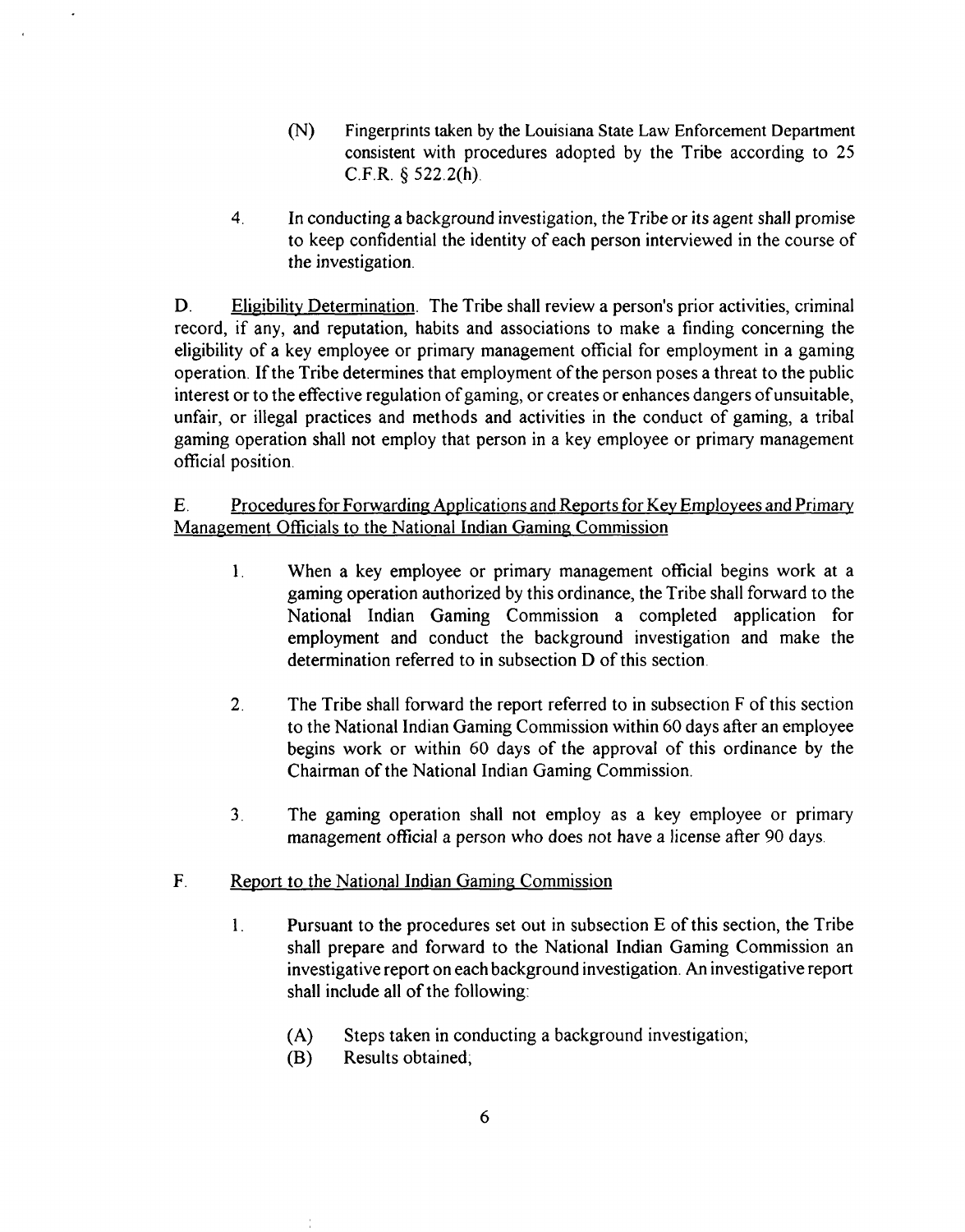(N) Fingerprints taken by the Louisiana State Law Enforcement Department consistent with procedures adopted by the Tribe according to 25 C.F.R. § 522.2(h).

4. In conducting a background investigation, the Tribe or its agent shall promise to keep confidential the identity of each person interviewed in the course of the investigation.

D. Eligibility Determination. The Tribe shall review a person's prior activities, criminal record, if any, and reputation, habits and associations to make a finding concerning the eligibility of a key employee or primary management official for employment in a gaming operation. If the Tribe determines that employment of the person poses a threat to the public interest or to the effective regulation of gaming, or creates or enhances dangers of unsuitable, unfair, or illegal practices and methods and activities in the conduct of gaming, a tribal gaming operation shall not employ that person in a key employee or primary management official position.

E. Procedures for Forwarding Applications and Reports for Key Employees and Primary Management Officials to the National Indian Gaming Commission

1. When a key employee or primary management official begins work at a gaming operation authorized by this ordinance, the Tribe shall forward to the National Indian Gaming Commission a completed application for employment and conduct the background investigation and make the determination referred to in subsection D of this section.

2. The Tribe shall forward the report referred to in subsection F of this section to the National Indian Gaming Commission within 60 days after an employee begins work or within 60 days of the approval of this ordinance by the Chairman of the National Indian Gaming Commission.

3. The gaming operation shall not employ as a key employee or primary management official a person who does not have a license after 90 days.

F. Report to the National Indian Gaming Commission

1. Pursuant to the procedures set out in subsection E of this section, the Tribe shall prepare and forward to the National Indian Gaming Commission an investigative report on each background investigation. An investigative report shall include all of the following:

   (A) Steps taken in conducting a background investigation;
   (B) Results obtained;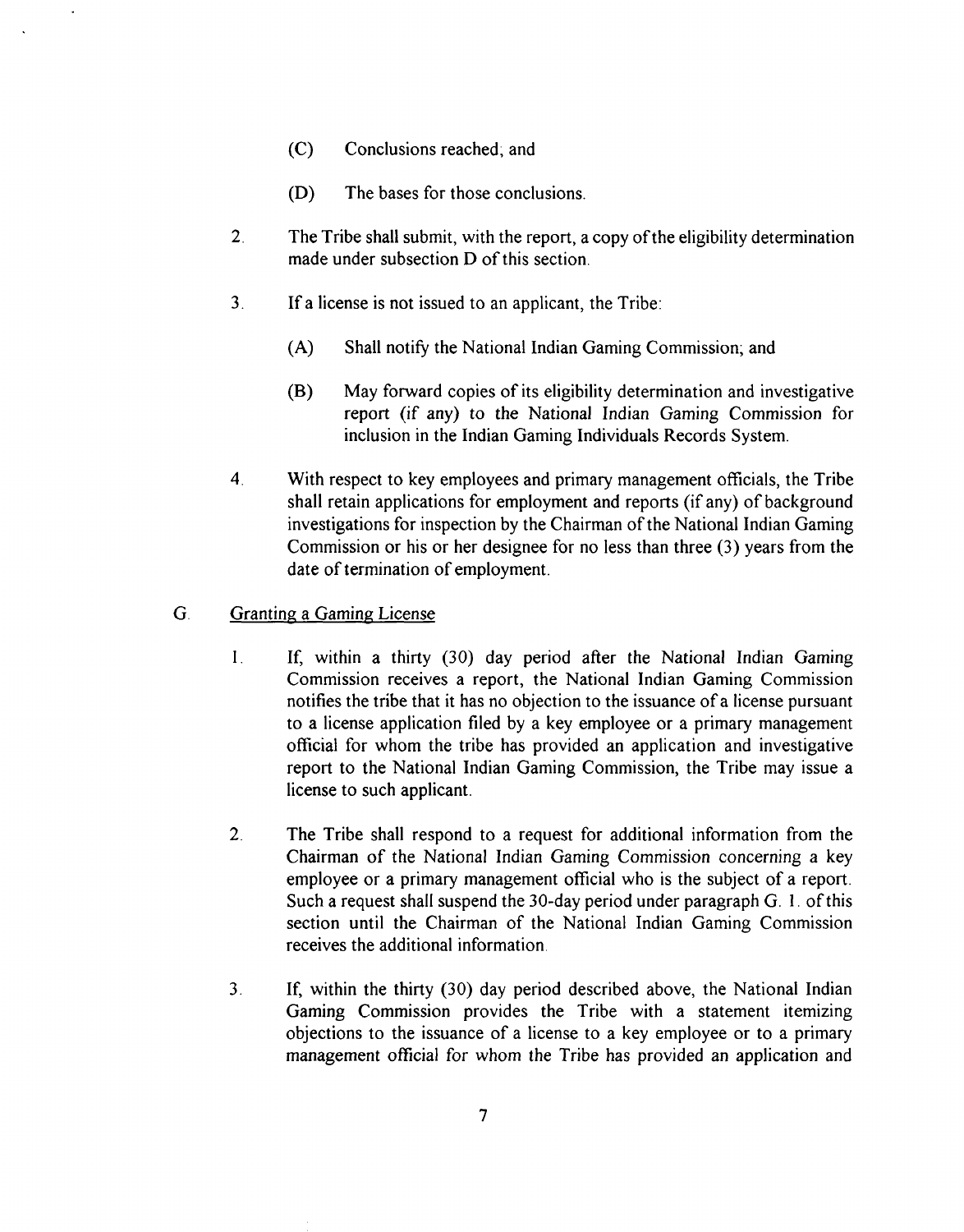(C) Conclusions reached; and

(D) The bases for those conclusions.

2. The Tribe shall submit, with the report, a copy of the eligibility determination made under subsection D of this section.

3. If a license is not issued to an applicant, the Tribe:

   (A) Shall notify the National Indian Gaming Commission; and

   (B) May forward copies of its eligibility determination and investigative report (if any) to the National Indian Gaming Commission for inclusion in the Indian Gaming Individuals Records System.

4. With respect to key employees and primary management officials, the Tribe shall retain applications for employment and reports (if any) of background investigations for inspection by the Chairman of the National Indian Gaming Commission or his or her designee for no less than three (3) years from the date of termination of employment.

G. <u>Granting a Gaming License</u>

1. If, within a thirty (30) day period after the National Indian Gaming Commission receives a report, the National Indian Gaming Commission notifies the tribe that it has no objection to the issuance of a license pursuant to a license application filed by a key employee or a primary management official for whom the tribe has provided an application and investigative report to the National Indian Gaming Commission, the Tribe may issue a license to such applicant.

2. The Tribe shall respond to a request for additional information from the Chairman of the National Indian Gaming Commission concerning a key employee or a primary management official who is the subject of a report. Such a request shall suspend the 30-day period under paragraph G. 1. of this section until the Chairman of the National Indian Gaming Commission receives the additional information.

3. If, within the thirty (30) day period described above, the National Indian Gaming Commission provides the Tribe with a statement itemizing objections to the issuance of a license to a key employee or to a primary management official for whom the Tribe has provided an application and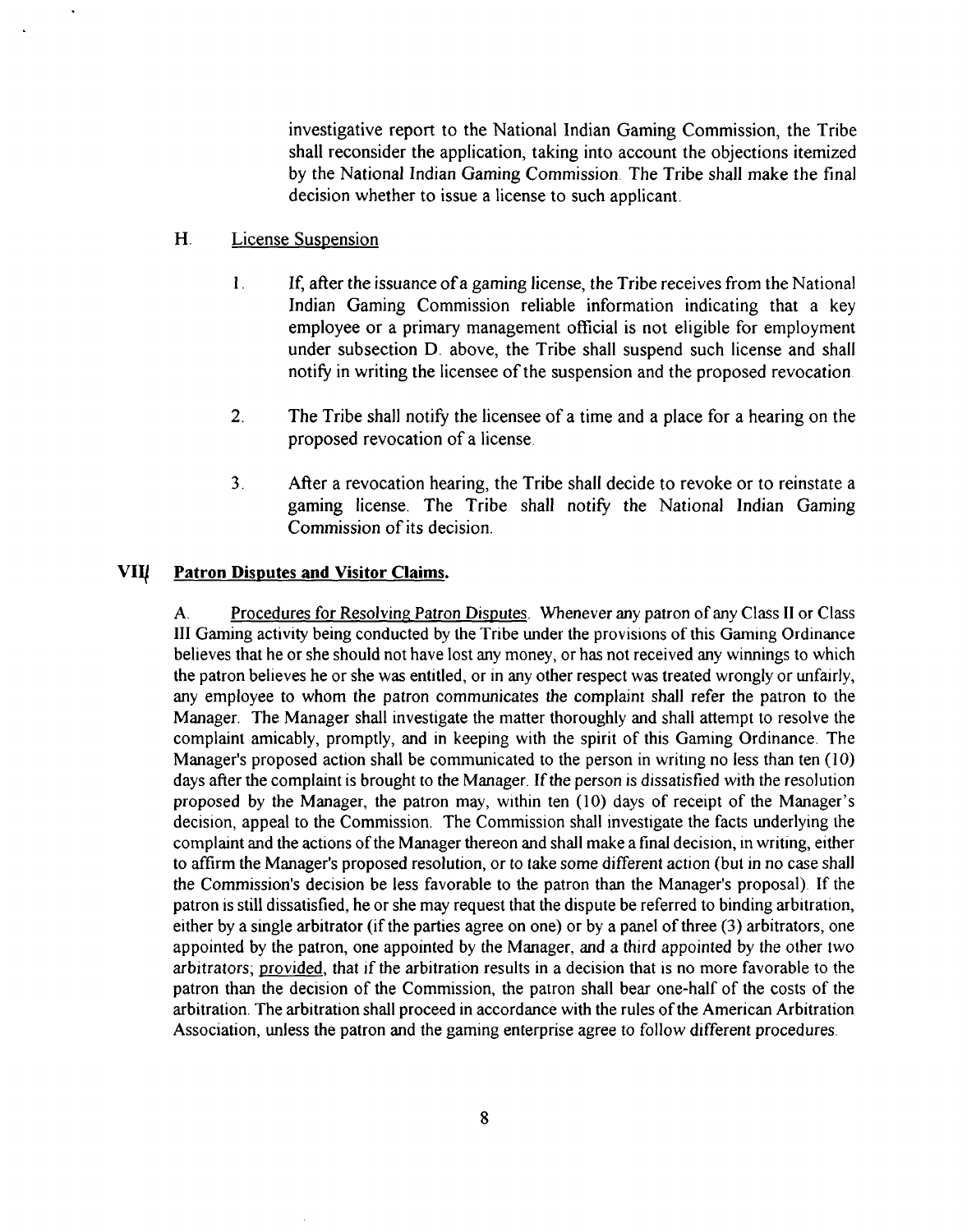investigative report to the National Indian Gaming Commission, the Tribe shall reconsider the application, taking into account the objections itemized by the National Indian Gaming Commission. The Tribe shall make the final decision whether to issue a license to such applicant.

H. License Suspension

1. If, after the issuance of a gaming license, the Tribe receives from the National Indian Gaming Commission reliable information indicating that a key employee or a primary management official is not eligible for employment under subsection D. above, the Tribe shall suspend such license and shall notify in writing the licensee of the suspension and the proposed revocation.

2. The Tribe shall notify the licensee of a time and a place for a hearing on the proposed revocation of a license.

3. After a revocation hearing, the Tribe shall decide to revoke or to reinstate a gaming license. The Tribe shall notify the National Indian Gaming Commission of its decision.

## VIII Patron Disputes and Visitor Claims.

A. Procedures for Resolving Patron Disputes. Whenever any patron of any Class II or Class III Gaming activity being conducted by the Tribe under the provisions of this Gaming Ordinance believes that he or she should not have lost any money, or has not received any winnings to which the patron believes he or she was entitled, or in any other respect was treated wrongly or unfairly, any employee to whom the patron communicates the complaint shall refer the patron to the Manager. The Manager shall investigate the matter thoroughly and shall attempt to resolve the complaint amicably, promptly, and in keeping with the spirit of this Gaming Ordinance. The Manager's proposed action shall be communicated to the person in writing no less than ten (10) days after the complaint is brought to the Manager. If the person is dissatisfied with the resolution proposed by the Manager, the patron may, within ten (10) days of receipt of the Manager's decision, appeal to the Commission. The Commission shall investigate the facts underlying the complaint and the actions of the Manager thereon and shall make a final decision, in writing, either to affirm the Manager's proposed resolution, or to take some different action (but in no case shall the Commission's decision be less favorable to the patron than the Manager's proposal). If the patron is still dissatisfied, he or she may request that the dispute be referred to binding arbitration, either by a single arbitrator (if the parties agree on one) or by a panel of three (3) arbitrators, one appointed by the patron, one appointed by the Manager, and a third appointed by the other two arbitrators; provided, that if the arbitration results in a decision that is no more favorable to the patron than the decision of the Commission, the patron shall bear one-half of the costs of the arbitration. The arbitration shall proceed in accordance with the rules of the American Arbitration Association, unless the patron and the gaming enterprise agree to follow different procedures.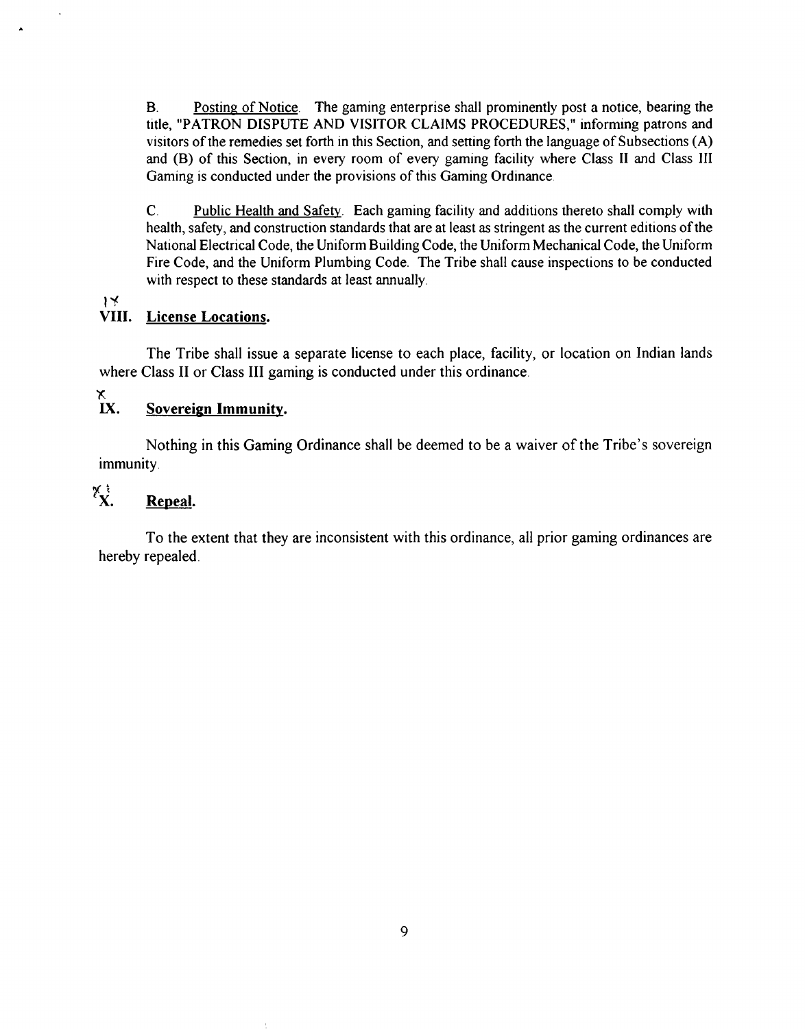B. Posting of Notice. The gaming enterprise shall prominently post a notice, bearing the title, "PATRON DISPUTE AND VISITOR CLAIMS PROCEDURES," informing patrons and visitors of the remedies set forth in this Section, and setting forth the language of Subsections (A) and (B) of this Section, in every room of every gaming facility where Class II and Class III Gaming is conducted under the provisions of this Gaming Ordinance.

C. Public Health and Safety. Each gaming facility and additions thereto shall comply with health, safety, and construction standards that are at least as stringent as the current editions of the National Electrical Code, the Uniform Building Code, the Uniform Mechanical Code, the Uniform Fire Code, and the Uniform Plumbing Code. The Tribe shall cause inspections to be conducted with respect to these standards at least annually.

## VIII. License Locations.

The Tribe shall issue a separate license to each place, facility, or location on Indian lands where Class II or Class III gaming is conducted under this ordinance.

## IX. Sovereign Immunity.

Nothing in this Gaming Ordinance shall be deemed to be a waiver of the Tribe's sovereign immunity.

## X. Repeal.

To the extent that they are inconsistent with this ordinance, all prior gaming ordinances are hereby repealed.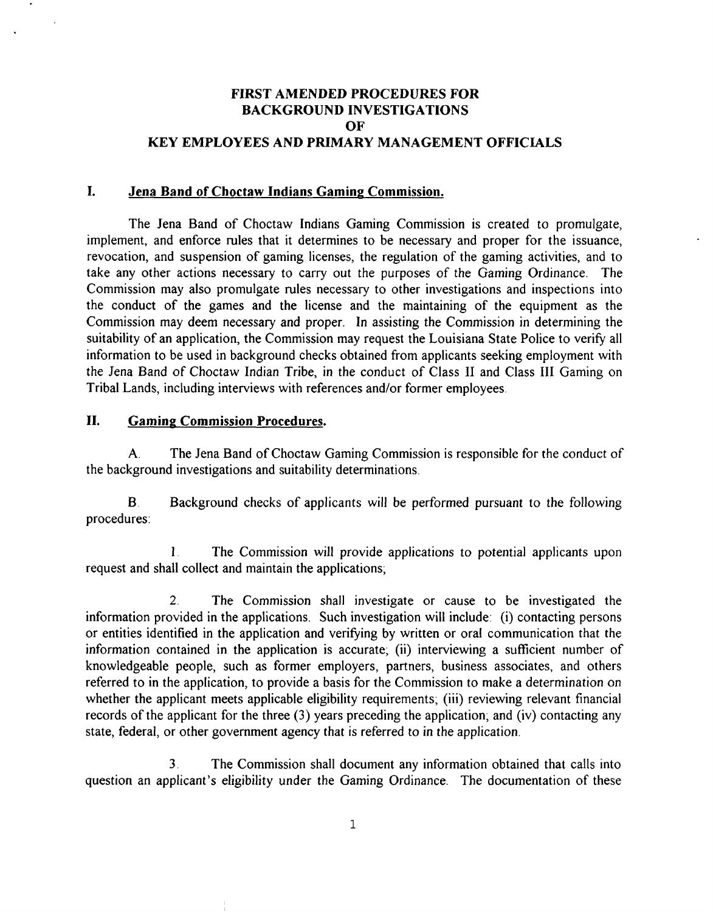# FIRST AMENDED PROCEDURES FOR BACKGROUND INVESTIGATIONS OF KEY EMPLOYEES AND PRIMARY MANAGEMENT OFFICIALS

## I. Jena Band of Choctaw Indians Gaming Commission.

The Jena Band of Choctaw Indians Gaming Commission is created to promulgate, implement, and enforce rules that it determines to be necessary and proper for the issuance, revocation, and suspension of gaming licenses, the regulation of the gaming activities, and to take any other actions necessary to carry out the purposes of the Gaming Ordinance. The Commission may also promulgate rules necessary to other investigations and inspections into the conduct of the games and the license and the maintaining of the equipment as the Commission may deem necessary and proper. In assisting the Commission in determining the suitability of an application, the Commission may request the Louisiana State Police to verify all information to be used in background checks obtained from applicants seeking employment with the Jena Band of Choctaw Indian Tribe, in the conduct of Class II and Class III Gaming on Tribal Lands, including interviews with references and/or former employees.

## II. Gaming Commission Procedures.

A. The Jena Band of Choctaw Gaming Commission is responsible for the conduct of the background investigations and suitability determinations.

B. Background checks of applicants will be performed pursuant to the following procedures:

1. The Commission will provide applications to potential applicants upon request and shall collect and maintain the applications;

2. The Commission shall investigate or cause to be investigated the information provided in the applications. Such investigation will include: (i) contacting persons or entities identified in the application and verifying by written or oral communication that the information contained in the application is accurate; (ii) interviewing a sufficient number of knowledgeable people, such as former employers, partners, business associates, and others referred to in the application, to provide a basis for the Commission to make a determination on whether the applicant meets applicable eligibility requirements; (iii) reviewing relevant financial records of the applicant for the three (3) years preceding the application; and (iv) contacting any state, federal, or other government agency that is referred to in the application.

3. The Commission shall document any information obtained that calls into question an applicant's eligibility under the Gaming Ordinance. The documentation of these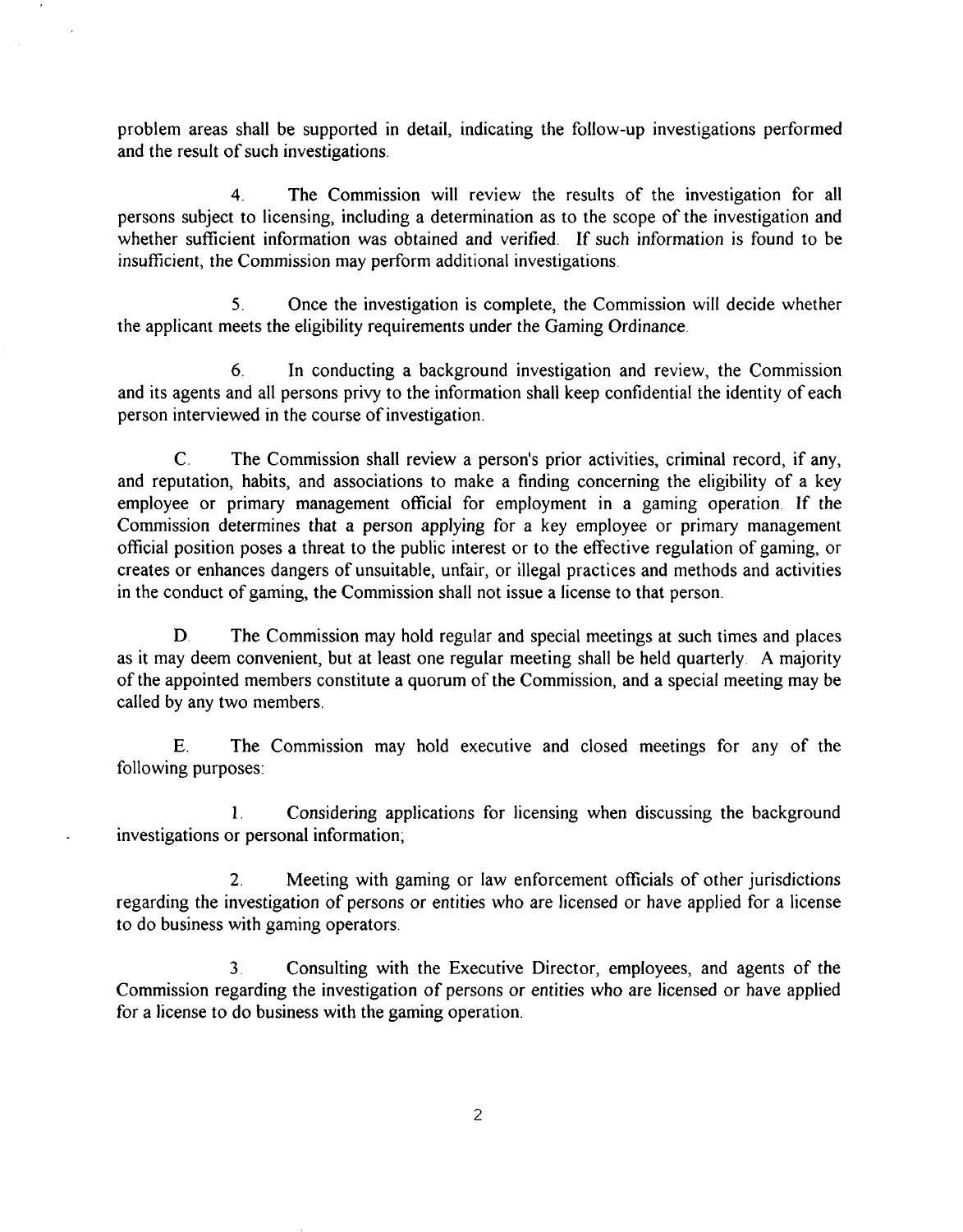problem areas shall be supported in detail, indicating the follow-up investigations performed and the result of such investigations.

4. The Commission will review the results of the investigation for all persons subject to licensing, including a determination as to the scope of the investigation and whether sufficient information was obtained and verified. If such information is found to be insufficient, the Commission may perform additional investigations.

5. Once the investigation is complete, the Commission will decide whether the applicant meets the eligibility requirements under the Gaming Ordinance.

6. In conducting a background investigation and review, the Commission and its agents and all persons privy to the information shall keep confidential the identity of each person interviewed in the course of investigation.

C. The Commission shall review a person's prior activities, criminal record, if any, and reputation, habits, and associations to make a finding concerning the eligibility of a key employee or primary management official for employment in a gaming operation. If the Commission determines that a person applying for a key employee or primary management official position poses a threat to the public interest or to the effective regulation of gaming, or creates or enhances dangers of unsuitable, unfair, or illegal practices and methods and activities in the conduct of gaming, the Commission shall not issue a license to that person.

D. The Commission may hold regular and special meetings at such times and places as it may deem convenient, but at least one regular meeting shall be held quarterly. A majority of the appointed members constitute a quorum of the Commission, and a special meeting may be called by any two members.

E. The Commission may hold executive and closed meetings for any of the following purposes:

1. Considering applications for licensing when discussing the background investigations or personal information;

2. Meeting with gaming or law enforcement officials of other jurisdictions regarding the investigation of persons or entities who are licensed or have applied for a license to do business with gaming operators.

3. Consulting with the Executive Director, employees, and agents of the Commission regarding the investigation of persons or entities who are licensed or have applied for a license to do business with the gaming operation.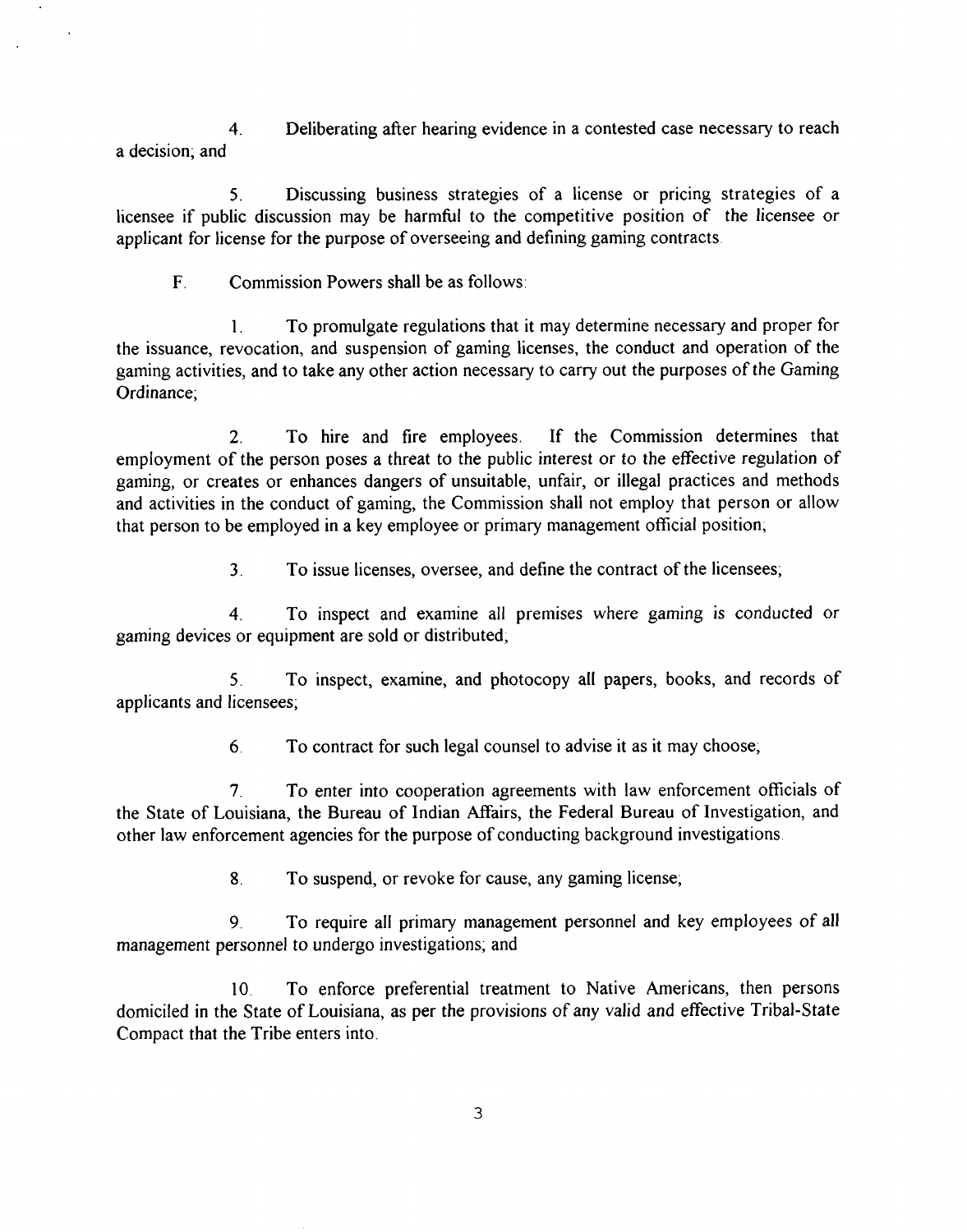4. Deliberating after hearing evidence in a contested case necessary to reach a decision; and

5. Discussing business strategies of a license or pricing strategies of a licensee if public discussion may be harmful to the competitive position of the licensee or applicant for license for the purpose of overseeing and defining gaming contracts.

F. Commission Powers shall be as follows:

1. To promulgate regulations that it may determine necessary and proper for the issuance, revocation, and suspension of gaming licenses, the conduct and operation of the gaming activities, and to take any other action necessary to carry out the purposes of the Gaming Ordinance;

2. To hire and fire employees. If the Commission determines that employment of the person poses a threat to the public interest or to the effective regulation of gaming, or creates or enhances dangers of unsuitable, unfair, or illegal practices and methods and activities in the conduct of gaming, the Commission shall not employ that person or allow that person to be employed in a key employee or primary management official position;

3. To issue licenses, oversee, and define the contract of the licensees;

4. To inspect and examine all premises where gaming is conducted or gaming devices or equipment are sold or distributed;

5. To inspect, examine, and photocopy all papers, books, and records of applicants and licensees;

6. To contract for such legal counsel to advise it as it may choose;

7. To enter into cooperation agreements with law enforcement officials of the State of Louisiana, the Bureau of Indian Affairs, the Federal Bureau of Investigation, and other law enforcement agencies for the purpose of conducting background investigations.

8. To suspend, or revoke for cause, any gaming license;

9. To require all primary management personnel and key employees of all management personnel to undergo investigations; and

10. To enforce preferential treatment to Native Americans, then persons domiciled in the State of Louisiana, as per the provisions of any valid and effective Tribal-State Compact that the Tribe enters into.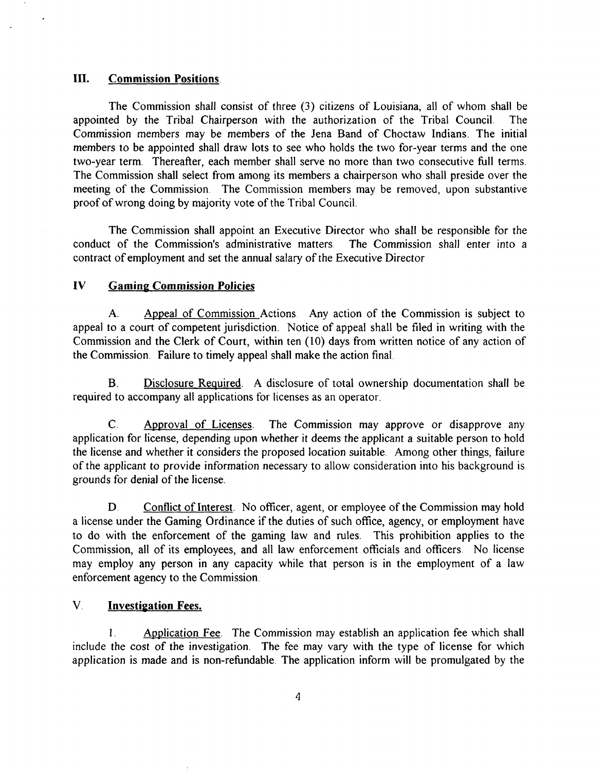## III. Commission Positions

The Commission shall consist of three (3) citizens of Louisiana, all of whom shall be appointed by the Tribal Chairperson with the authorization of the Tribal Council. The Commission members may be members of the Jena Band of Choctaw Indians. The initial members to be appointed shall draw lots to see who holds the two for-year terms and the one two-year term. Thereafter, each member shall serve no more than two consecutive full terms. The Commission shall select from among its members a chairperson who shall preside over the meeting of the Commission. The Commission members may be removed, upon substantive proof of wrong doing by majority vote of the Tribal Council.

The Commission shall appoint an Executive Director who shall be responsible for the conduct of the Commission's administrative matters. The Commission shall enter into a contract of employment and set the annual salary of the Executive Director

## IV Gaming Commission Policies

A. Appeal of Commission Actions. Any action of the Commission is subject to appeal to a court of competent jurisdiction. Notice of appeal shall be filed in writing with the Commission and the Clerk of Court, within ten (10) days from written notice of any action of the Commission. Failure to timely appeal shall make the action final.

B. Disclosure Required. A disclosure of total ownership documentation shall be required to accompany all applications for licenses as an operator.

C. Approval of Licenses. The Commission may approve or disapprove any application for license, depending upon whether it deems the applicant a suitable person to hold the license and whether it considers the proposed location suitable. Among other things, failure of the applicant to provide information necessary to allow consideration into his background is grounds for denial of the license.

D. Conflict of Interest. No officer, agent, or employee of the Commission may hold a license under the Gaming Ordinance if the duties of such office, agency, or employment have to do with the enforcement of the gaming law and rules. This prohibition applies to the Commission, all of its employees, and all law enforcement officials and officers. No license may employ any person in any capacity while that person is in the employment of a law enforcement agency to the Commission.

## V. Investigation Fees.

1. Application Fee. The Commission may establish an application fee which shall include the cost of the investigation. The fee may vary with the type of license for which application is made and is non-refundable. The application inform will be promulgated by the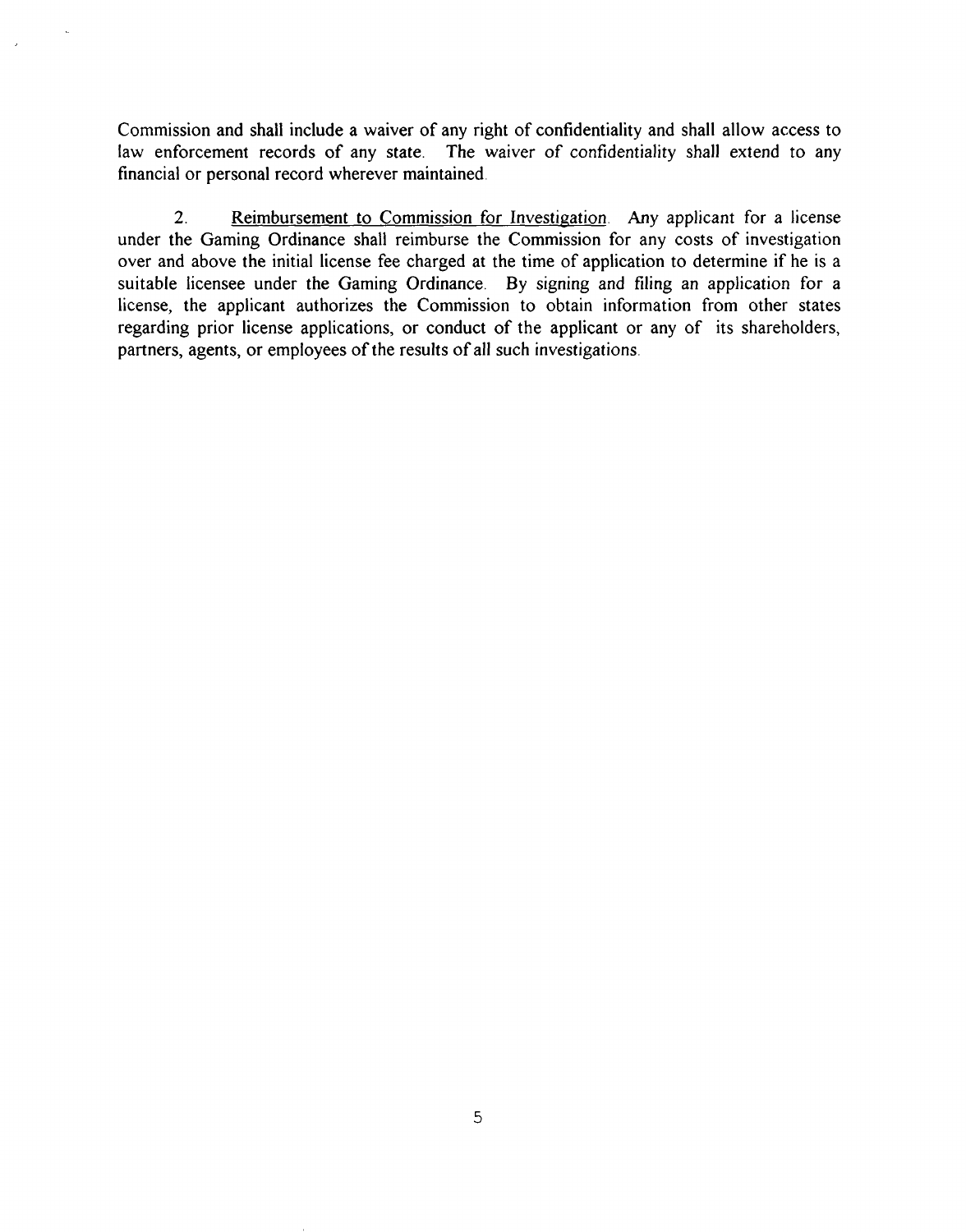Commission and shall include a waiver of any right of confidentiality and shall allow access to law enforcement records of any state. The waiver of confidentiality shall extend to any financial or personal record wherever maintained.

2. Reimbursement to Commission for Investigation. Any applicant for a license under the Gaming Ordinance shall reimburse the Commission for any costs of investigation over and above the initial license fee charged at the time of application to determine if he is a suitable licensee under the Gaming Ordinance. By signing and filing an application for a license, the applicant authorizes the Commission to obtain information from other states regarding prior license applications, or conduct of the applicant or any of its shareholders, partners, agents, or employees of the results of all such investigations.